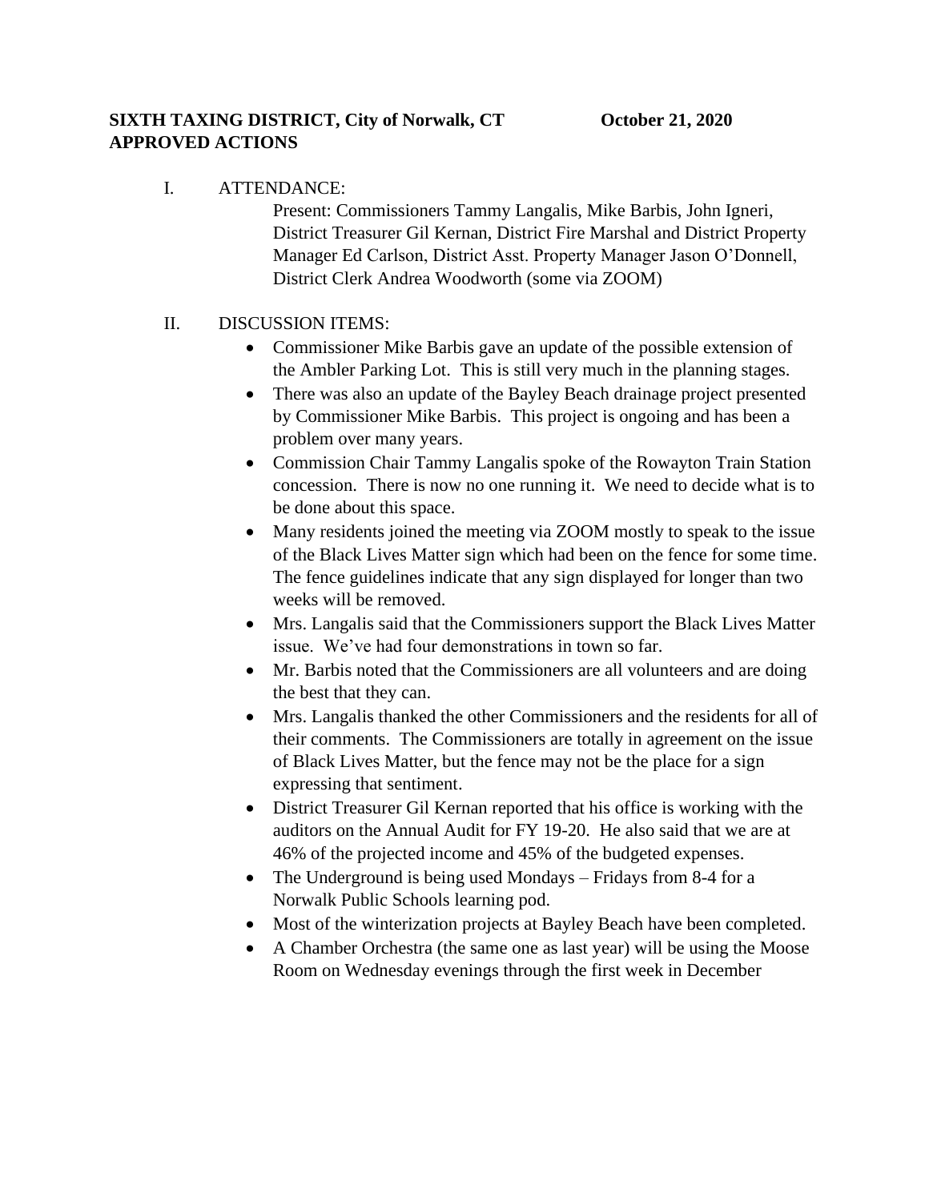**SIXTH TAXING DISTRICT, City of Norwalk, CT October 21, 2020**
**APPROVED ACTIONS**

I. ATTENDANCE:

Present: Commissioners Tammy Langalis, Mike Barbis, John Igneri, District Treasurer Gil Kernan, District Fire Marshal and District Property Manager Ed Carlson, District Asst. Property Manager Jason O'Donnell, District Clerk Andrea Woodworth (some via ZOOM)

II. DISCUSSION ITEMS:

- Commissioner Mike Barbis gave an update of the possible extension of the Ambler Parking Lot. This is still very much in the planning stages.
- There was also an update of the Bayley Beach drainage project presented by Commissioner Mike Barbis. This project is ongoing and has been a problem over many years.
- Commission Chair Tammy Langalis spoke of the Rowayton Train Station concession. There is now no one running it. We need to decide what is to be done about this space.
- Many residents joined the meeting via ZOOM mostly to speak to the issue of the Black Lives Matter sign which had been on the fence for some time. The fence guidelines indicate that any sign displayed for longer than two weeks will be removed.
- Mrs. Langalis said that the Commissioners support the Black Lives Matter issue. We've had four demonstrations in town so far.
- Mr. Barbis noted that the Commissioners are all volunteers and are doing the best that they can.
- Mrs. Langalis thanked the other Commissioners and the residents for all of their comments. The Commissioners are totally in agreement on the issue of Black Lives Matter, but the fence may not be the place for a sign expressing that sentiment.
- District Treasurer Gil Kernan reported that his office is working with the auditors on the Annual Audit for FY 19-20. He also said that we are at 46% of the projected income and 45% of the budgeted expenses.
- The Underground is being used Mondays – Fridays from 8-4 for a Norwalk Public Schools learning pod.
- Most of the winterization projects at Bayley Beach have been completed.
- A Chamber Orchestra (the same one as last year) will be using the Moose Room on Wednesday evenings through the first week in December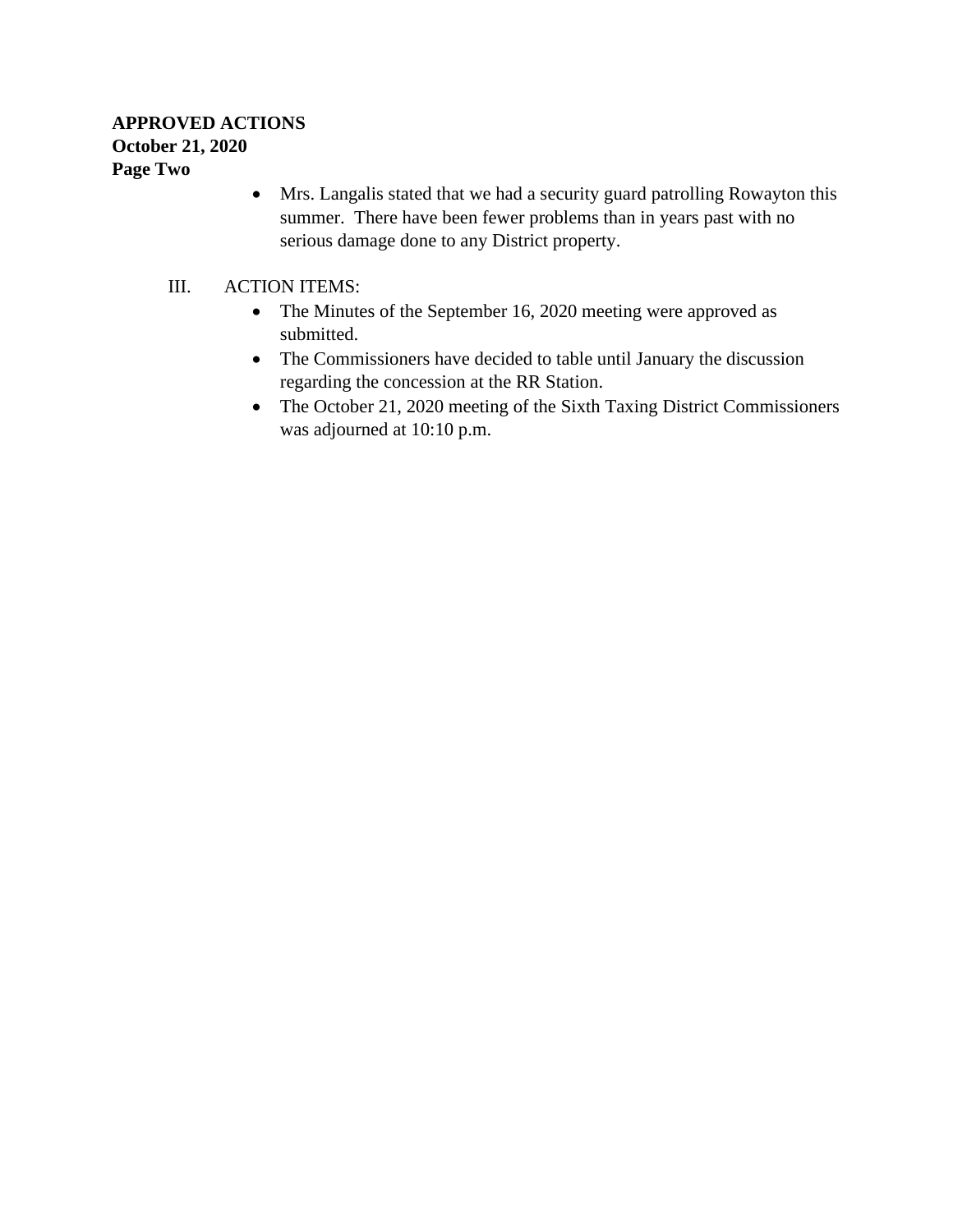- Mrs. Langalis stated that we had a security guard patrolling Rowayton this summer. There have been fewer problems than in years past with no serious damage done to any District property.

III. ACTION ITEMS:

- The Minutes of the September 16, 2020 meeting were approved as submitted.
- The Commissioners have decided to table until January the discussion regarding the concession at the RR Station.
- The October 21, 2020 meeting of the Sixth Taxing District Commissioners was adjourned at 10:10 p.m.